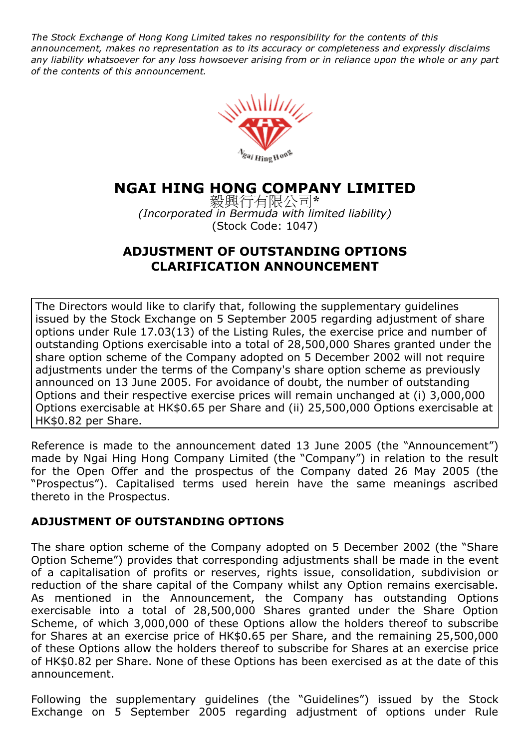*The Stock Exchange of Hong Kong Limited takes no responsibility for the contents of this announcement, makes no representation as to its accuracy or completeness and expressly disclaims any liability whatsoever for any loss howsoever arising from or in reliance upon the whole or any part of the contents of this announcement.*

# NGAI HING HONG COMPANY LIMITED

毅興行有限公司*

*(Incorporated in Bermuda with limited liability)*

(Stock Code: 1047)

## ADJUSTMENT OF OUTSTANDING OPTIONS CLARIFICATION ANNOUNCEMENT

The Directors would like to clarify that, following the supplementary guidelines issued by the Stock Exchange on 5 September 2005 regarding adjustment of share options under Rule 17.03(13) of the Listing Rules, the exercise price and number of outstanding Options exercisable into a total of 28,500,000 Shares granted under the share option scheme of the Company adopted on 5 December 2002 will not require adjustments under the terms of the Company's share option scheme as previously announced on 13 June 2005. For avoidance of doubt, the number of outstanding Options and their respective exercise prices will remain unchanged at (i) 3,000,000 Options exercisable at HK$0.65 per Share and (ii) 25,500,000 Options exercisable at HK$0.82 per Share.

Reference is made to the announcement dated 13 June 2005 (the "Announcement") made by Ngai Hing Hong Company Limited (the "Company") in relation to the result for the Open Offer and the prospectus of the Company dated 26 May 2005 (the "Prospectus"). Capitalised terms used herein have the same meanings ascribed thereto in the Prospectus.

### ADJUSTMENT OF OUTSTANDING OPTIONS

The share option scheme of the Company adopted on 5 December 2002 (the "Share Option Scheme") provides that corresponding adjustments shall be made in the event of a capitalisation of profits or reserves, rights issue, consolidation, subdivision or reduction of the share capital of the Company whilst any Option remains exercisable. As mentioned in the Announcement, the Company has outstanding Options exercisable into a total of 28,500,000 Shares granted under the Share Option Scheme, of which 3,000,000 of these Options allow the holders thereof to subscribe for Shares at an exercise price of HK$0.65 per Share, and the remaining 25,500,000 of these Options allow the holders thereof to subscribe for Shares at an exercise price of HK$0.82 per Share. None of these Options has been exercised as at the date of this announcement.

Following the supplementary guidelines (the "Guidelines") issued by the Stock Exchange on 5 September 2005 regarding adjustment of options under Rule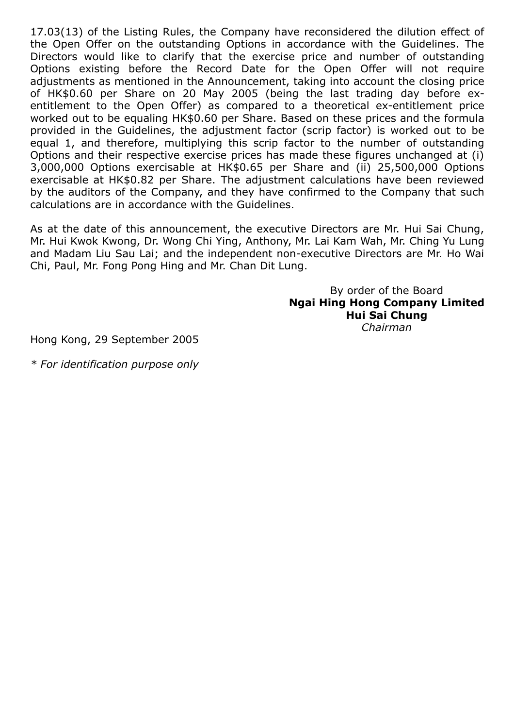17.03(13) of the Listing Rules, the Company have reconsidered the dilution effect of the Open Offer on the outstanding Options in accordance with the Guidelines. The Directors would like to clarify that the exercise price and number of outstanding Options existing before the Record Date for the Open Offer will not require adjustments as mentioned in the Announcement, taking into account the closing price of HK$0.60 per Share on 20 May 2005 (being the last trading day before ex-entitlement to the Open Offer) as compared to a theoretical ex-entitlement price worked out to be equaling HK$0.60 per Share. Based on these prices and the formula provided in the Guidelines, the adjustment factor (scrip factor) is worked out to be equal 1, and therefore, multiplying this scrip factor to the number of outstanding Options and their respective exercise prices has made these figures unchanged at (i) 3,000,000 Options exercisable at HK$0.65 per Share and (ii) 25,500,000 Options exercisable at HK$0.82 per Share. The adjustment calculations have been reviewed by the auditors of the Company, and they have confirmed to the Company that such calculations are in accordance with the Guidelines.

As at the date of this announcement, the executive Directors are Mr. Hui Sai Chung, Mr. Hui Kwok Kwong, Dr. Wong Chi Ying, Anthony, Mr. Lai Kam Wah, Mr. Ching Yu Lung and Madam Liu Sau Lai; and the independent non-executive Directors are Mr. Ho Wai Chi, Paul, Mr. Fong Pong Hing and Mr. Chan Dit Lung.

By order of the Board
**Ngai Hing Hong Company Limited**
**Hui Sai Chung**
*Chairman*

Hong Kong, 29 September 2005

*\* For identification purpose only*